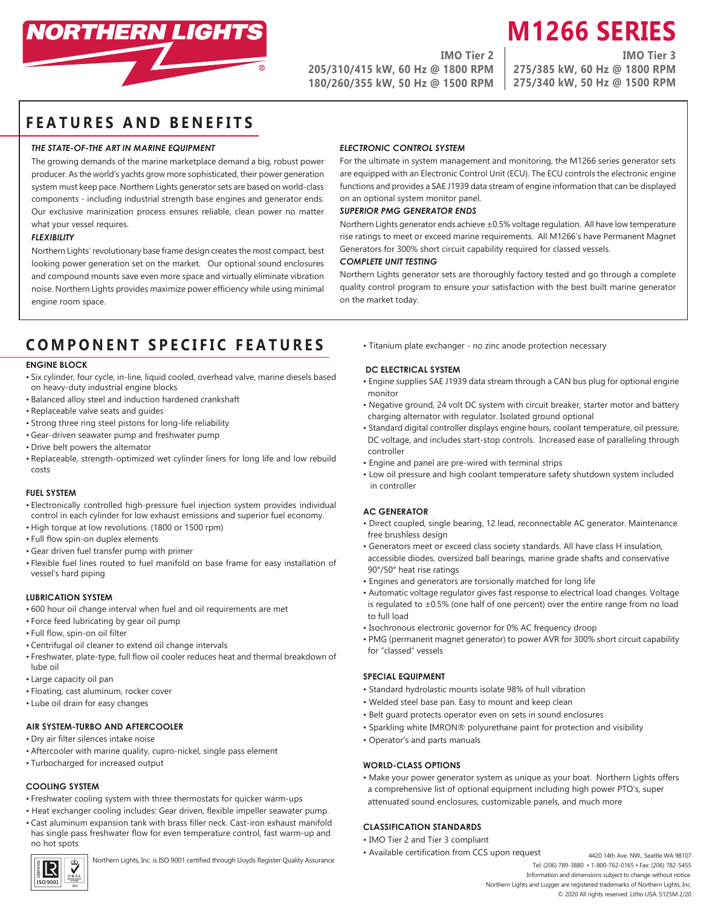# NORTHERN LIGHTS

# M1266 SERIES

**IMO Tier 2**
**205/310/415 kW, 60 Hz @ 1800 RPM**
**180/260/355 kW, 50 Hz @ 1500 RPM**

**IMO Tier 3**
**275/385 kW, 60 Hz @ 1800 RPM**
**275/340 kW, 50 Hz @ 1500 RPM**

## FEATURES AND BENEFITS

***THE STATE-OF-THE ART IN MARINE EQUIPMENT***

The growing demands of the marine marketplace demand a big, robust power producer. As the world's yachts grow more sophisticated, their power generation system must keep pace. Northern Lights generator sets are based on world-class components - including industrial strength base engines and generator ends. Our exclusive marinization process ensures reliable, clean power no matter what your vessel requires.

***FLEXIBILITY***

Northern Lights' revolutionary base frame design creates the most compact, best looking power generation set on the market. Our optional sound enclosures and compound mounts save even more space and virtually eliminate vibration noise. Northern Lights provides maximize power efficiency while using minimal engine room space.

***ELECTRONIC CONTROL SYSTEM***

For the ultimate in system management and monitoring, the M1266 series generator sets are equipped with an Electronic Control Unit (ECU). The ECU controls the electronic engine functions and provides a SAE J1939 data stream of engine information that can be displayed on an optional system monitor panel.

***SUPERIOR PMG GENERATOR ENDS***

Northern Lights generator ends achieve ±0.5% voltage regulation. All have low temperature rise ratings to meet or exceed marine requirements. All M1266's have Permanent Magnet Generators for 300% short circuit capability required for classed vessels.

***COMPLETE UNIT TESTING***

Northern Lights generator sets are thoroughly factory tested and go through a complete quality control program to ensure your satisfaction with the best built marine generator on the market today.

## COMPONENT SPECIFIC FEATURES

### ENGINE BLOCK

- Six cylinder, four cycle, in-line, liquid cooled, overhead valve, marine diesels based on heavy-duty industrial engine blocks
- Balanced alloy steel and induction hardened crankshaft
- Replaceable valve seats and guides
- Strong three ring steel pistons for long-life reliability
- Gear-driven seawater pump and freshwater pump
- Drive belt powers the alternator
- Replaceable, strength-optimized wet cylinder liners for long life and low rebuild costs

### FUEL SYSTEM

- Electronically controlled high-pressure fuel injection system provides individual control in each cylinder for low exhaust emissions and superior fuel economy.
- High torque at low revolutions. (1800 or 1500 rpm)
- Full flow spin-on duplex elements
- Gear driven fuel transfer pump with primer
- Flexible fuel lines routed to fuel manifold on base frame for easy installation of vessel's hard piping

### LUBRICATION SYSTEM

- 600 hour oil change interval when fuel and oil requirements are met
- Force feed lubricating by gear oil pump
- Full flow, spin-on oil filter
- Centrifugal oil cleaner to extend oil change intervals
- Freshwater, plate-type, full flow oil cooler reduces heat and thermal breakdown of lube oil
- Large capacity oil pan
- Floating, cast aluminum, rocker cover
- Lube oil drain for easy changes

### AIR SYSTEM-TURBO AND AFTERCOOLER

- Dry air filter silences intake noise
- Aftercooler with marine quality, cupro-nickel, single pass element
- Turbocharged for increased output

### COOLING SYSTEM

- Freshwater cooling system with three thermostats for quicker warm-ups
- Heat exchanger cooling includes: Gear driven, flexible impeller seawater pump.
- Cast aluminum expansion tank with brass filler neck. Cast-iron exhaust manifold has single pass freshwater flow for even temperature control, fast warm-up and no hot spots
- Titanium plate exchanger - no zinc anode protection necessary

### DC ELECTRICAL SYSTEM

- Engine supplies SAE J1939 data stream through a CAN bus plug for optional engine monitor
- Negative ground, 24 volt DC system with circuit breaker, starter motor and battery charging alternator with regulator. Isolated ground optional
- Standard digital controller displays engine hours, coolant temperature, oil pressure, DC voltage, and includes start-stop controls. Increased ease of paralleling through controller
- Engine and panel are pre-wired with terminal strips
- Low oil pressure and high coolant temperature safety shutdown system included in controller

### AC GENERATOR

- Direct coupled, single bearing, 12 lead, reconnectable AC generator. Maintenance free brushless design
- Generators meet or exceed class society standards. All have class H insulation, accessible diodes, oversized ball bearings, marine grade shafts and conservative 90°/50° heat rise ratings
- Engines and generators are torsionally matched for long life
- Automatic voltage regulator gives fast response to electrical load changes. Voltage is regulated to ±0.5% (one half of one percent) over the entire range from no load to full load
- Isochronous electronic governor for 0% AC frequency droop
- PMG (permanent magnet generator) to power AVR for 300% short circuit capability for "classed" vessels

### SPECIAL EQUIPMENT

- Standard hydrolastic mounts isolate 98% of hull vibration
- Welded steel base pan. Easy to mount and keep clean
- Belt guard protects operator even on sets in sound enclosures
- Sparkling white IMRON® polyurethane paint for protection and visibility
- Operator's and parts manuals

### WORLD-CLASS OPTIONS

- Make your power generator system as unique as your boat. Northern Lights offers a comprehensive list of optional equipment including high power PTO's, super attenuated sound enclosures, customizable panels, and much more

### CLASSIFICATION STANDARDS

- IMO Tier 2 and Tier 3 compliant
- Available certification from CCS upon request

Northern Lights, Inc. is ISO 9001 certified through Lloyds Register Quality Assurance

4420 14th Ave. NW., Seattle WA 98107
Tel: (206) 789-3880 • 1-800-762-0165 • Fax: (206) 782-5455
Information and dimensions subject to change without notice.
Northern Lights and Lugger are registered trademarks of Northern Lights, Inc.
© 2020 All rights reserved. Litho USA. S125M 2/20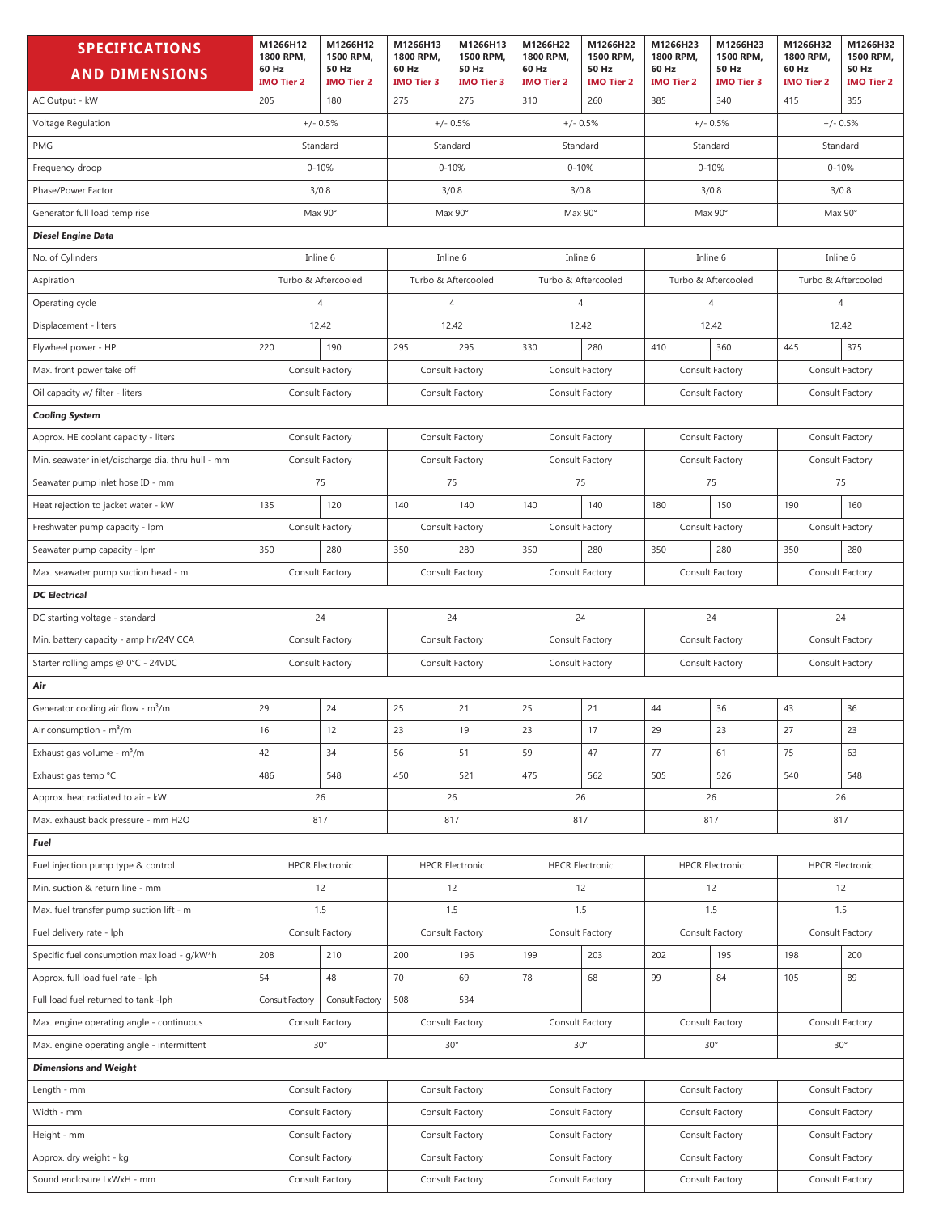| SPECIFICATIONS AND DIMENSIONS | M1266H12 1800 RPM, 60 Hz IMO Tier 2 | M1266H12 1500 RPM, 50 Hz IMO Tier 2 | M1266H13 1800 RPM, 60 Hz IMO Tier 3 | M1266H13 1500 RPM, 50 Hz IMO Tier 3 | M1266H22 1800 RPM, 60 Hz IMO Tier 2 | M1266H22 1500 RPM, 50 Hz IMO Tier 2 | M1266H23 1800 RPM, 60 Hz IMO Tier 2 | M1266H23 1500 RPM, 50 Hz IMO Tier 3 | M1266H32 1800 RPM, 60 Hz IMO Tier 2 | M1266H32 1500 RPM, 50 Hz IMO Tier 2 |
|---|---|---|---|---|---|---|---|---|---|---|
| AC Output - kW | 205 | 180 | 275 | 275 | 310 | 260 | 385 | 340 | 415 | 355 |
| Voltage Regulation | +/- 0.5% | | +/- 0.5% | | +/- 0.5% | | +/- 0.5% | | +/- 0.5% | |
| PMG | Standard | | Standard | | Standard | | Standard | | Standard | |
| Frequency droop | 0-10% | | 0-10% | | 0-10% | | 0-10% | | 0-10% | |
| Phase/Power Factor | 3/0.8 | | 3/0.8 | | 3/0.8 | | 3/0.8 | | 3/0.8 | |
| Generator full load temp rise | Max 90° | | Max 90° | | Max 90° | | Max 90° | | Max 90° | |
| ***Diesel Engine Data*** | | | | | | | | | | |
| No. of Cylinders | Inline 6 | | Inline 6 | | Inline 6 | | Inline 6 | | Inline 6 | |
| Aspiration | Turbo & Aftercooled | | Turbo & Aftercooled | | Turbo & Aftercooled | | Turbo & Aftercooled | | Turbo & Aftercooled | |
| Operating cycle | 4 | | 4 | | 4 | | 4 | | 4 | |
| Displacement - liters | 12.42 | | 12.42 | | 12.42 | | 12.42 | | 12.42 | |
| Flywheel power - HP | 220 | 190 | 295 | 295 | 330 | 280 | 410 | 360 | 445 | 375 |
| Max. front power take off | Consult Factory | | Consult Factory | | Consult Factory | | Consult Factory | | Consult Factory | |
| Oil capacity w/ filter - liters | Consult Factory | | Consult Factory | | Consult Factory | | Consult Factory | | Consult Factory | |
| ***Cooling System*** | | | | | | | | | | |
| Approx. HE coolant capacity - liters | Consult Factory | | Consult Factory | | Consult Factory | | Consult Factory | | Consult Factory | |
| Min. seawater inlet/discharge dia. thru hull - mm | Consult Factory | | Consult Factory | | Consult Factory | | Consult Factory | | Consult Factory | |
| Seawater pump inlet hose ID - mm | 75 | | 75 | | 75 | | 75 | | 75 | |
| Heat rejection to jacket water - kW | 135 | 120 | 140 | 140 | 140 | 140 | 180 | 150 | 190 | 160 |
| Freshwater pump capacity - lpm | Consult Factory | | Consult Factory | | Consult Factory | | Consult Factory | | Consult Factory | |
| Seawater pump capacity - lpm | 350 | 280 | 350 | 280 | 350 | 280 | 350 | 280 | 350 | 280 |
| Max. seawater pump suction head - m | Consult Factory | | Consult Factory | | Consult Factory | | Consult Factory | | Consult Factory | |
| ***DC Electrical*** | | | | | | | | | | |
| DC starting voltage - standard | 24 | | 24 | | 24 | | 24 | | 24 | |
| Min. battery capacity - amp hr/24V CCA | Consult Factory | | Consult Factory | | Consult Factory | | Consult Factory | | Consult Factory | |
| Starter rolling amps @ 0°C - 24VDC | Consult Factory | | Consult Factory | | Consult Factory | | Consult Factory | | Consult Factory | |
| ***Air*** | | | | | | | | | | |
| Generator cooling air flow - $m^3/m$ | 29 | 24 | 25 | 21 | 25 | 21 | 44 | 36 | 43 | 36 |
| Air consumption - $m^3/m$ | 16 | 12 | 23 | 19 | 23 | 17 | 29 | 23 | 27 | 23 |
| Exhaust gas volume - $m^3/m$ | 42 | 34 | 56 | 51 | 59 | 47 | 77 | 61 | 75 | 63 |
| Exhaust gas temp °C | 486 | 548 | 450 | 521 | 475 | 562 | 505 | 526 | 540 | 548 |
| Approx. heat radiated to air - kW | 26 | | 26 | | 26 | | 26 | | 26 | |
| Max. exhaust back pressure - mm H2O | 817 | | 817 | | 817 | | 817 | | 817 | |
| ***Fuel*** | | | | | | | | | | |
| Fuel injection pump type & control | HPCR Electronic | | HPCR Electronic | | HPCR Electronic | | HPCR Electronic | | HPCR Electronic | |
| Min. suction & return line - mm | 12 | | 12 | | 12 | | 12 | | 12 | |
| Max. fuel transfer pump suction lift - m | 1.5 | | 1.5 | | 1.5 | | 1.5 | | 1.5 | |
| Fuel delivery rate - lph | Consult Factory | | Consult Factory | | Consult Factory | | Consult Factory | | Consult Factory | |
| Specific fuel consumption max load - g/kW*h | 208 | 210 | 200 | 196 | 199 | 203 | 202 | 195 | 198 | 200 |
| Approx. full load fuel rate - lph | 54 | 48 | 70 | 69 | 78 | 68 | 99 | 84 | 105 | 89 |
| Full load fuel returned to tank -lph | Consult Factory | Consult Factory | 508 | 534 | | | | | | |
| Max. engine operating angle - continuous | Consult Factory | | Consult Factory | | Consult Factory | | Consult Factory | | Consult Factory | |
| Max. engine operating angle - intermittent | 30° | | 30° | | 30° | | 30° | | 30° | |
| ***Dimensions and Weight*** | | | | | | | | | | |
| Length - mm | Consult Factory | | Consult Factory | | Consult Factory | | Consult Factory | | Consult Factory | |
| Width - mm | Consult Factory | | Consult Factory | | Consult Factory | | Consult Factory | | Consult Factory | |
| Height - mm | Consult Factory | | Consult Factory | | Consult Factory | | Consult Factory | | Consult Factory | |
| Approx. dry weight - kg | Consult Factory | | Consult Factory | | Consult Factory | | Consult Factory | | Consult Factory | |
| Sound enclosure LxWxH - mm | Consult Factory | | Consult Factory | | Consult Factory | | Consult Factory | | Consult Factory | |